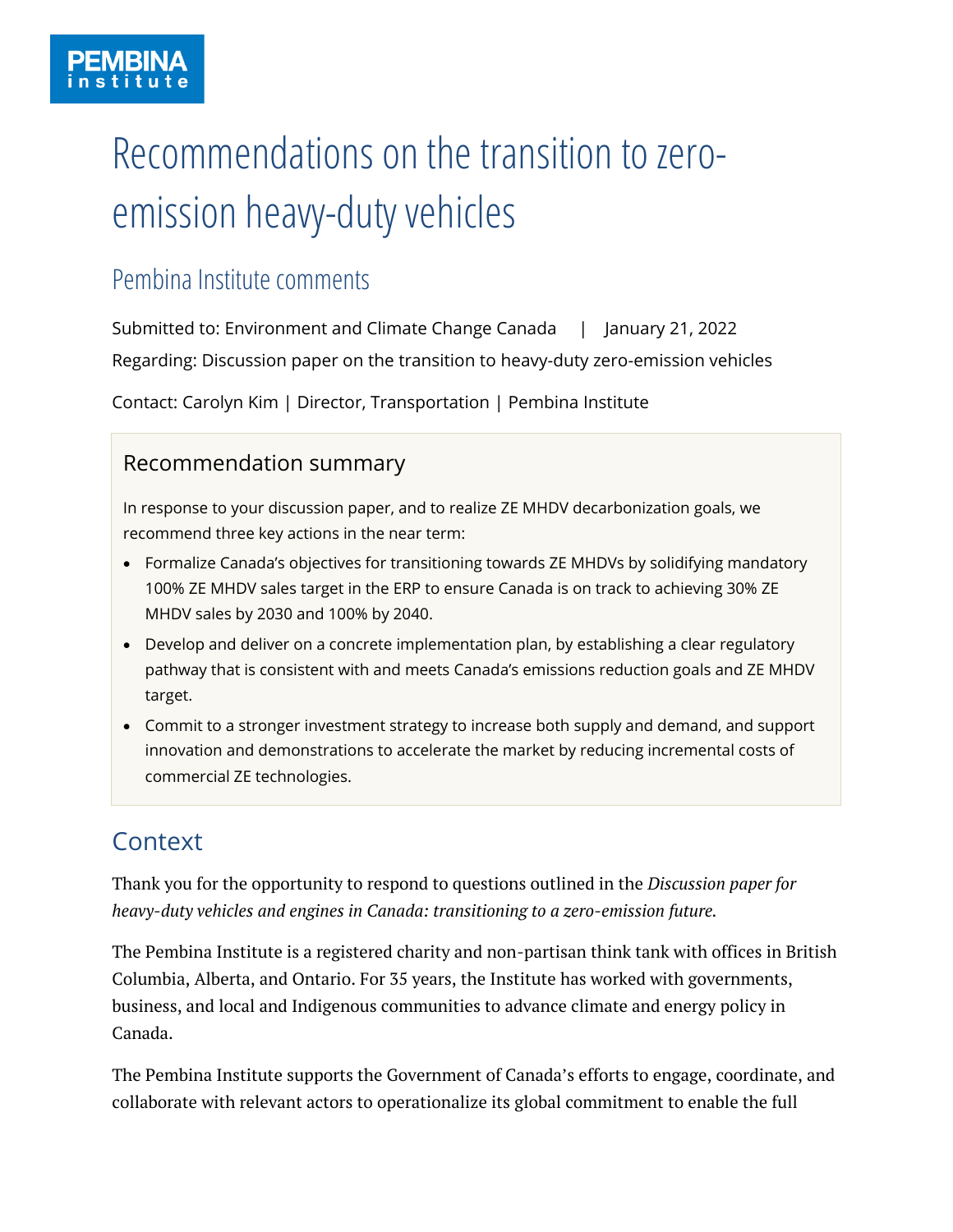# Recommendations on the transition to zero-emission heavy-duty vehicles

## Pembina Institute comments

Submitted to: Environment and Climate Change Canada | January 21, 2022

Regarding: Discussion paper on the transition to heavy-duty zero-emission vehicles

Contact: Carolyn Kim | Director, Transportation | Pembina Institute

### Recommendation summary

In response to your discussion paper, and to realize ZE MHDV decarbonization goals, we recommend three key actions in the near term:

- Formalize Canada's objectives for transitioning towards ZE MHDVs by solidifying mandatory 100% ZE MHDV sales target in the ERP to ensure Canada is on track to achieving 30% ZE MHDV sales by 2030 and 100% by 2040.
- Develop and deliver on a concrete implementation plan, by establishing a clear regulatory pathway that is consistent with and meets Canada's emissions reduction goals and ZE MHDV target.
- Commit to a stronger investment strategy to increase both supply and demand, and support innovation and demonstrations to accelerate the market by reducing incremental costs of commercial ZE technologies.

## Context

Thank you for the opportunity to respond to questions outlined in the *Discussion paper for heavy-duty vehicles and engines in Canada: transitioning to a zero-emission future.*

The Pembina Institute is a registered charity and non-partisan think tank with offices in British Columbia, Alberta, and Ontario. For 35 years, the Institute has worked with governments, business, and local and Indigenous communities to advance climate and energy policy in Canada.

The Pembina Institute supports the Government of Canada's efforts to engage, coordinate, and collaborate with relevant actors to operationalize its global commitment to enable the full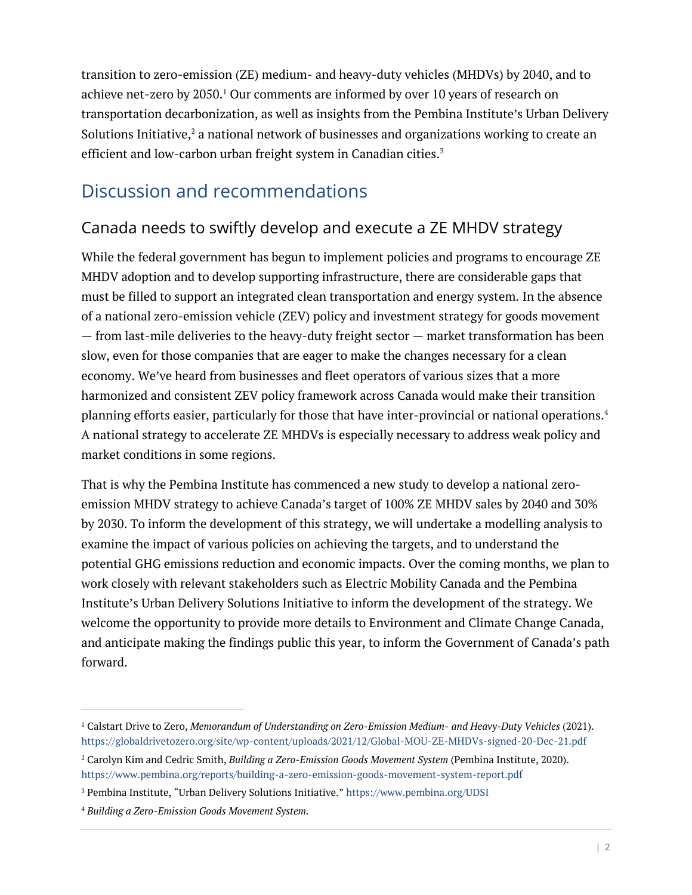transition to zero-emission (ZE) medium- and heavy-duty vehicles (MHDVs) by 2040, and to achieve net-zero by 2050.[1] Our comments are informed by over 10 years of research on transportation decarbonization, as well as insights from the Pembina Institute's Urban Delivery Solutions Initiative,[2] a national network of businesses and organizations working to create an efficient and low-carbon urban freight system in Canadian cities.[3]

## Discussion and recommendations

### Canada needs to swiftly develop and execute a ZE MHDV strategy

While the federal government has begun to implement policies and programs to encourage ZE MHDV adoption and to develop supporting infrastructure, there are considerable gaps that must be filled to support an integrated clean transportation and energy system. In the absence of a national zero-emission vehicle (ZEV) policy and investment strategy for goods movement — from last-mile deliveries to the heavy-duty freight sector — market transformation has been slow, even for those companies that are eager to make the changes necessary for a clean economy. We've heard from businesses and fleet operators of various sizes that a more harmonized and consistent ZEV policy framework across Canada would make their transition planning efforts easier, particularly for those that have inter-provincial or national operations.[4] A national strategy to accelerate ZE MHDVs is especially necessary to address weak policy and market conditions in some regions.

That is why the Pembina Institute has commenced a new study to develop a national zero-emission MHDV strategy to achieve Canada's target of 100% ZE MHDV sales by 2040 and 30% by 2030. To inform the development of this strategy, we will undertake a modelling analysis to examine the impact of various policies on achieving the targets, and to understand the potential GHG emissions reduction and economic impacts. Over the coming months, we plan to work closely with relevant stakeholders such as Electric Mobility Canada and the Pembina Institute's Urban Delivery Solutions Initiative to inform the development of the strategy. We welcome the opportunity to provide more details to Environment and Climate Change Canada, and anticipate making the findings public this year, to inform the Government of Canada's path forward.

---

[1] Calstart Drive to Zero, *Memorandum of Understanding on Zero-Emission Medium- and Heavy-Duty Vehicles* (2021). https://globaldrivetozero.org/site/wp-content/uploads/2021/12/Global-MOU-ZE-MHDVs-signed-20-Dec-21.pdf

[2] Carolyn Kim and Cedric Smith, *Building a Zero-Emission Goods Movement System* (Pembina Institute, 2020). https://www.pembina.org/reports/building-a-zero-emission-goods-movement-system-report.pdf

[3] Pembina Institute, "Urban Delivery Solutions Initiative." https://www.pembina.org/UDSI

[4] *Building a Zero-Emission Goods Movement System.*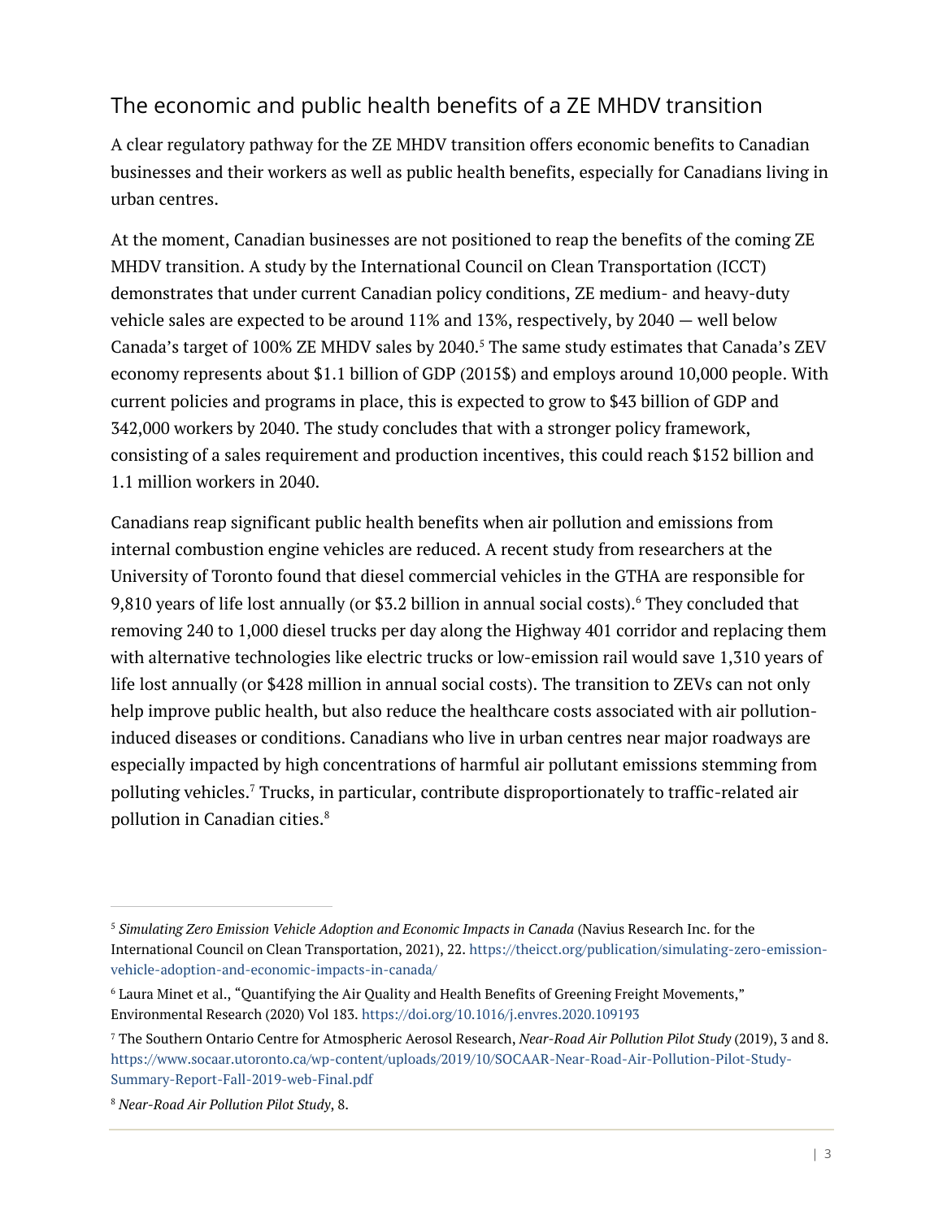## The economic and public health benefits of a ZE MHDV transition

A clear regulatory pathway for the ZE MHDV transition offers economic benefits to Canadian businesses and their workers as well as public health benefits, especially for Canadians living in urban centres.

At the moment, Canadian businesses are not positioned to reap the benefits of the coming ZE MHDV transition. A study by the International Council on Clean Transportation (ICCT) demonstrates that under current Canadian policy conditions, ZE medium- and heavy-duty vehicle sales are expected to be around 11% and 13%, respectively, by 2040 — well below Canada's target of 100% ZE MHDV sales by 2040.[5] The same study estimates that Canada's ZEV economy represents about $1.1 billion of GDP (2015$) and employs around 10,000 people. With current policies and programs in place, this is expected to grow to $43 billion of GDP and 342,000 workers by 2040. The study concludes that with a stronger policy framework, consisting of a sales requirement and production incentives, this could reach $152 billion and 1.1 million workers in 2040.

Canadians reap significant public health benefits when air pollution and emissions from internal combustion engine vehicles are reduced. A recent study from researchers at the University of Toronto found that diesel commercial vehicles in the GTHA are responsible for 9,810 years of life lost annually (or $3.2 billion in annual social costs).[6] They concluded that removing 240 to 1,000 diesel trucks per day along the Highway 401 corridor and replacing them with alternative technologies like electric trucks or low-emission rail would save 1,310 years of life lost annually (or $428 million in annual social costs). The transition to ZEVs can not only help improve public health, but also reduce the healthcare costs associated with air pollution-induced diseases or conditions. Canadians who live in urban centres near major roadways are especially impacted by high concentrations of harmful air pollutant emissions stemming from polluting vehicles.[7] Trucks, in particular, contribute disproportionately to traffic-related air pollution in Canadian cities.[8]

---

[5] *Simulating Zero Emission Vehicle Adoption and Economic Impacts in Canada* (Navius Research Inc. for the International Council on Clean Transportation, 2021), 22. https://theicct.org/publication/simulating-zero-emission-vehicle-adoption-and-economic-impacts-in-canada/

[6] Laura Minet et al., "Quantifying the Air Quality and Health Benefits of Greening Freight Movements," Environmental Research (2020) Vol 183. https://doi.org/10.1016/j.envres.2020.109193

[7] The Southern Ontario Centre for Atmospheric Aerosol Research, *Near-Road Air Pollution Pilot Study* (2019), 3 and 8. https://www.socaar.utoronto.ca/wp-content/uploads/2019/10/SOCAAR-Near-Road-Air-Pollution-Pilot-Study-Summary-Report-Fall-2019-web-Final.pdf

[8] *Near-Road Air Pollution Pilot Study*, 8.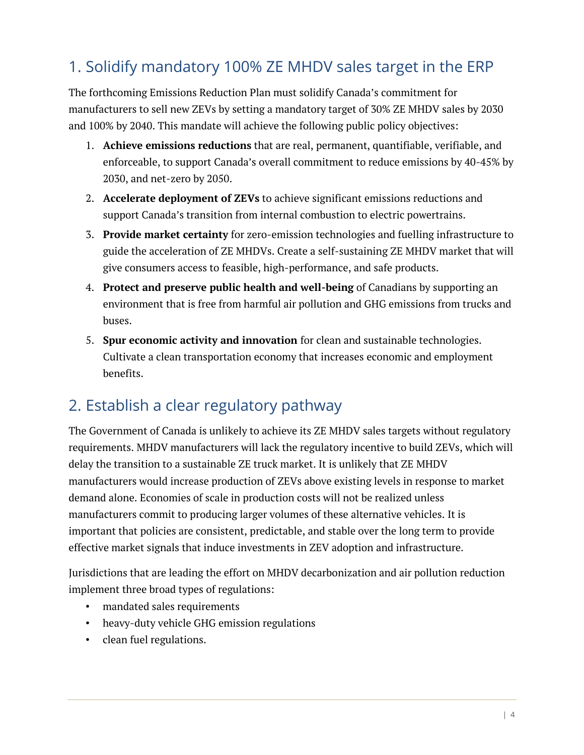## 1. Solidify mandatory 100% ZE MHDV sales target in the ERP

The forthcoming Emissions Reduction Plan must solidify Canada's commitment for manufacturers to sell new ZEVs by setting a mandatory target of 30% ZE MHDV sales by 2030 and 100% by 2040. This mandate will achieve the following public policy objectives:

1. **Achieve emissions reductions** that are real, permanent, quantifiable, verifiable, and enforceable, to support Canada's overall commitment to reduce emissions by 40-45% by 2030, and net-zero by 2050.
2. **Accelerate deployment of ZEVs** to achieve significant emissions reductions and support Canada's transition from internal combustion to electric powertrains.
3. **Provide market certainty** for zero-emission technologies and fuelling infrastructure to guide the acceleration of ZE MHDVs. Create a self-sustaining ZE MHDV market that will give consumers access to feasible, high-performance, and safe products.
4. **Protect and preserve public health and well-being** of Canadians by supporting an environment that is free from harmful air pollution and GHG emissions from trucks and buses.
5. **Spur economic activity and innovation** for clean and sustainable technologies. Cultivate a clean transportation economy that increases economic and employment benefits.

## 2. Establish a clear regulatory pathway

The Government of Canada is unlikely to achieve its ZE MHDV sales targets without regulatory requirements. MHDV manufacturers will lack the regulatory incentive to build ZEVs, which will delay the transition to a sustainable ZE truck market. It is unlikely that ZE MHDV manufacturers would increase production of ZEVs above existing levels in response to market demand alone. Economies of scale in production costs will not be realized unless manufacturers commit to producing larger volumes of these alternative vehicles. It is important that policies are consistent, predictable, and stable over the long term to provide effective market signals that induce investments in ZEV adoption and infrastructure.

Jurisdictions that are leading the effort on MHDV decarbonization and air pollution reduction implement three broad types of regulations:

- mandated sales requirements
- heavy-duty vehicle GHG emission regulations
- clean fuel regulations.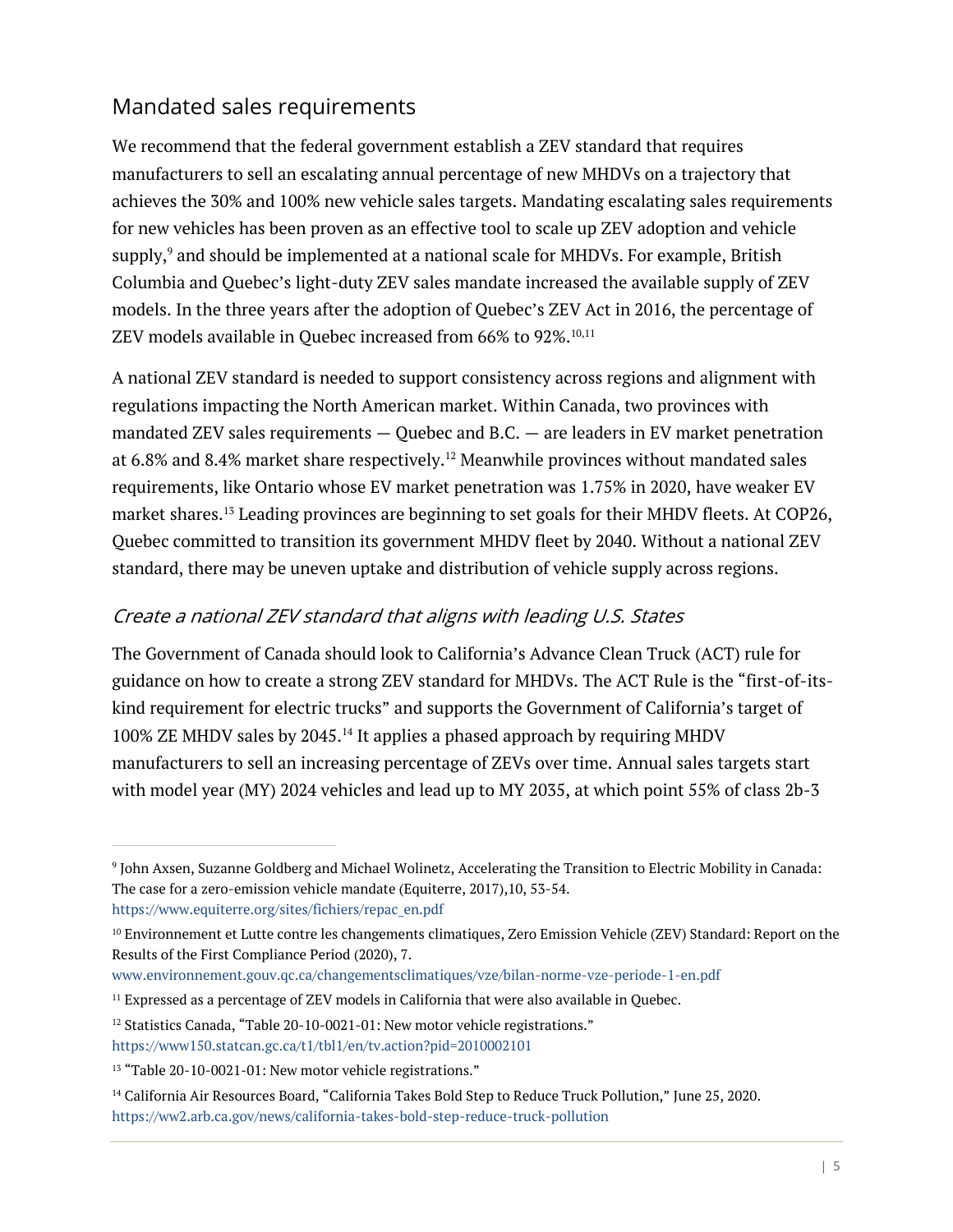## Mandated sales requirements

We recommend that the federal government establish a ZEV standard that requires manufacturers to sell an escalating annual percentage of new MHDVs on a trajectory that achieves the 30% and 100% new vehicle sales targets. Mandating escalating sales requirements for new vehicles has been proven as an effective tool to scale up ZEV adoption and vehicle supply,[9] and should be implemented at a national scale for MHDVs. For example, British Columbia and Quebec's light-duty ZEV sales mandate increased the available supply of ZEV models. In the three years after the adoption of Quebec's ZEV Act in 2016, the percentage of ZEV models available in Quebec increased from 66% to 92%.[10,11]

A national ZEV standard is needed to support consistency across regions and alignment with regulations impacting the North American market. Within Canada, two provinces with mandated ZEV sales requirements — Quebec and B.C. — are leaders in EV market penetration at 6.8% and 8.4% market share respectively.[12] Meanwhile provinces without mandated sales requirements, like Ontario whose EV market penetration was 1.75% in 2020, have weaker EV market shares.[13] Leading provinces are beginning to set goals for their MHDV fleets. At COP26, Quebec committed to transition its government MHDV fleet by 2040. Without a national ZEV standard, there may be uneven uptake and distribution of vehicle supply across regions.

### *Create a national ZEV standard that aligns with leading U.S. States*

The Government of Canada should look to California's Advance Clean Truck (ACT) rule for guidance on how to create a strong ZEV standard for MHDVs. The ACT Rule is the "first-of-its-kind requirement for electric trucks" and supports the Government of California's target of 100% ZE MHDV sales by 2045.[14] It applies a phased approach by requiring MHDV manufacturers to sell an increasing percentage of ZEVs over time. Annual sales targets start with model year (MY) 2024 vehicles and lead up to MY 2035, at which point 55% of class 2b-3

---

[9] John Axsen, Suzanne Goldberg and Michael Wolinetz, Accelerating the Transition to Electric Mobility in Canada: The case for a zero-emission vehicle mandate (Equiterre, 2017),10, 53-54. https://www.equiterre.org/sites/fichiers/repac_en.pdf

[10] Environnement et Lutte contre les changements climatiques, Zero Emission Vehicle (ZEV) Standard: Report on the Results of the First Compliance Period (2020), 7. www.environnement.gouv.qc.ca/changementsclimatiques/vze/bilan-norme-vze-periode-1-en.pdf

[11] Expressed as a percentage of ZEV models in California that were also available in Quebec.

[12] Statistics Canada, "Table 20-10-0021-01: New motor vehicle registrations." https://www150.statcan.gc.ca/t1/tbl1/en/tv.action?pid=2010002101

[13] "Table 20-10-0021-01: New motor vehicle registrations."

[14] California Air Resources Board, "California Takes Bold Step to Reduce Truck Pollution," June 25, 2020. https://ww2.arb.ca.gov/news/california-takes-bold-step-reduce-truck-pollution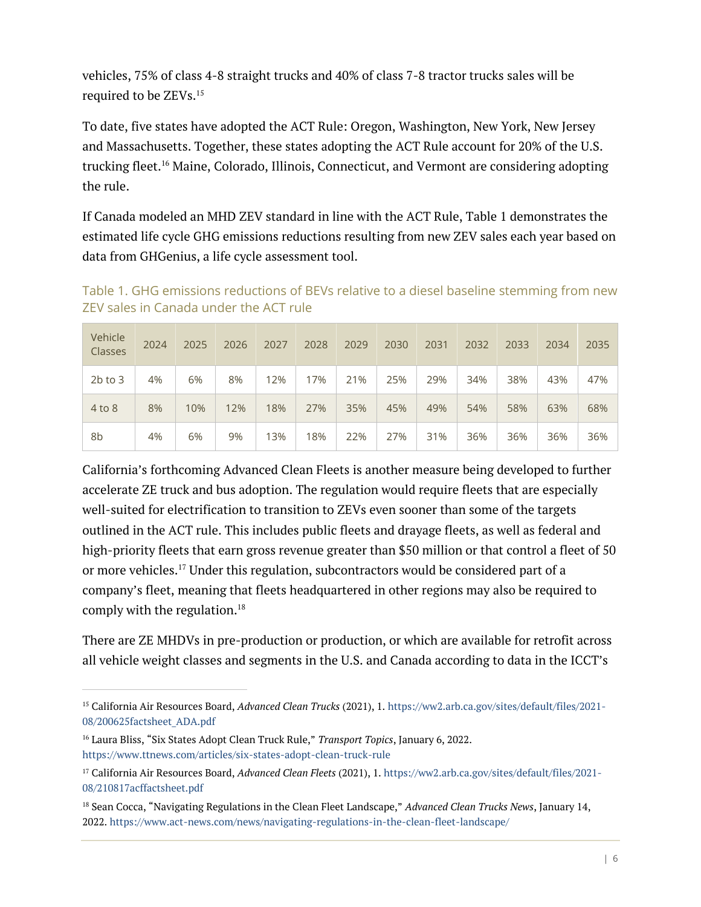vehicles, 75% of class 4-8 straight trucks and 40% of class 7-8 tractor trucks sales will be required to be ZEVs.[15]

To date, five states have adopted the ACT Rule: Oregon, Washington, New York, New Jersey and Massachusetts. Together, these states adopting the ACT Rule account for 20% of the U.S. trucking fleet.[16] Maine, Colorado, Illinois, Connecticut, and Vermont are considering adopting the rule.

If Canada modeled an MHD ZEV standard in line with the ACT Rule, Table 1 demonstrates the estimated life cycle GHG emissions reductions resulting from new ZEV sales each year based on data from GHGenius, a life cycle assessment tool.

Table 1. GHG emissions reductions of BEVs relative to a diesel baseline stemming from new ZEV sales in Canada under the ACT rule

| Vehicle Classes | 2024 | 2025 | 2026 | 2027 | 2028 | 2029 | 2030 | 2031 | 2032 | 2033 | 2034 | 2035 |
|---|---|---|---|---|---|---|---|---|---|---|---|---|
| 2b to 3 | 4% | 6% | 8% | 12% | 17% | 21% | 25% | 29% | 34% | 38% | 43% | 47% |
| 4 to 8 | 8% | 10% | 12% | 18% | 27% | 35% | 45% | 49% | 54% | 58% | 63% | 68% |
| 8b | 4% | 6% | 9% | 13% | 18% | 22% | 27% | 31% | 36% | 36% | 36% | 36% |

California's forthcoming Advanced Clean Fleets is another measure being developed to further accelerate ZE truck and bus adoption. The regulation would require fleets that are especially well-suited for electrification to transition to ZEVs even sooner than some of the targets outlined in the ACT rule. This includes public fleets and drayage fleets, as well as federal and high-priority fleets that earn gross revenue greater than $50 million or that control a fleet of 50 or more vehicles.[17] Under this regulation, subcontractors would be considered part of a company's fleet, meaning that fleets headquartered in other regions may also be required to comply with the regulation.[18]

There are ZE MHDVs in pre-production or production, or which are available for retrofit across all vehicle weight classes and segments in the U.S. and Canada according to data in the ICCT's

---

[15] California Air Resources Board, *Advanced Clean Trucks* (2021), 1. https://ww2.arb.ca.gov/sites/default/files/2021-08/200625factsheet_ADA.pdf

[16] Laura Bliss, "Six States Adopt Clean Truck Rule," *Transport Topics*, January 6, 2022. https://www.ttnews.com/articles/six-states-adopt-clean-truck-rule

[17] California Air Resources Board, *Advanced Clean Fleets* (2021), 1. https://ww2.arb.ca.gov/sites/default/files/2021-08/210817acffactsheet.pdf

[18] Sean Cocca, "Navigating Regulations in the Clean Fleet Landscape," *Advanced Clean Trucks News*, January 14, 2022. https://www.act-news.com/news/navigating-regulations-in-the-clean-fleet-landscape/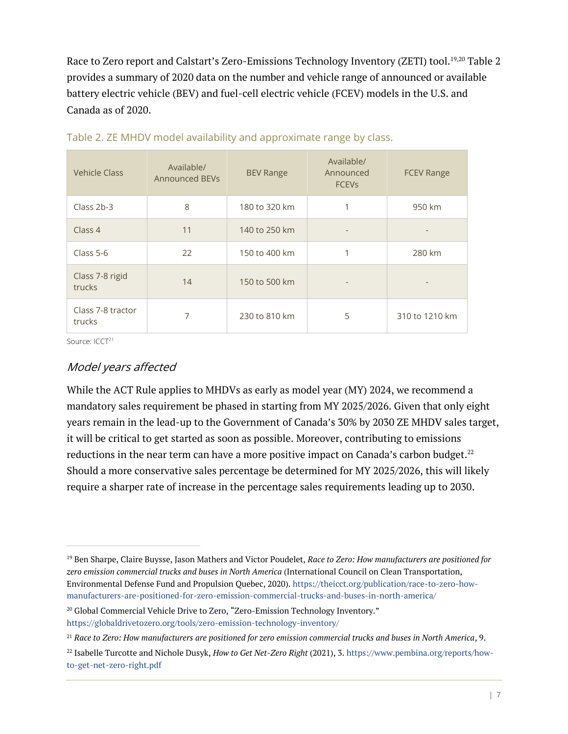Race to Zero report and Calstart's Zero-Emissions Technology Inventory (ZETI) tool.[19,20] Table 2 provides a summary of 2020 data on the number and vehicle range of announced or available battery electric vehicle (BEV) and fuel-cell electric vehicle (FCEV) models in the U.S. and Canada as of 2020.

Table 2. ZE MHDV model availability and approximate range by class.

| Vehicle Class | Available/ Announced BEVs | BEV Range | Available/ Announced FCEVs | FCEV Range |
|---|---|---|---|---|
| Class 2b-3 | 8 | 180 to 320 km | 1 | 950 km |
| Class 4 | 11 | 140 to 250 km | - | - |
| Class 5-6 | 22 | 150 to 400 km | 1 | 280 km |
| Class 7-8 rigid trucks | 14 | 150 to 500 km | - | - |
| Class 7-8 tractor trucks | 7 | 230 to 810 km | 5 | 310 to 1210 km |

Source: ICCT[21]

### *Model years affected*

While the ACT Rule applies to MHDVs as early as model year (MY) 2024, we recommend a mandatory sales requirement be phased in starting from MY 2025/2026. Given that only eight years remain in the lead-up to the Government of Canada's 30% by 2030 ZE MHDV sales target, it will be critical to get started as soon as possible. Moreover, contributing to emissions reductions in the near term can have a more positive impact on Canada's carbon budget.[22] Should a more conservative sales percentage be determined for MY 2025/2026, this will likely require a sharper rate of increase in the percentage sales requirements leading up to 2030.

---

[19] Ben Sharpe, Claire Buysse, Jason Mathers and Victor Poudelet, *Race to Zero: How manufacturers are positioned for zero emission commercial trucks and buses in North America* (International Council on Clean Transportation, Environmental Defense Fund and Propulsion Quebec, 2020). https://theicct.org/publication/race-to-zero-how-manufacturers-are-positioned-for-zero-emission-commercial-trucks-and-buses-in-north-america/

[20] Global Commercial Vehicle Drive to Zero, "Zero-Emission Technology Inventory." https://globaldrivetozero.org/tools/zero-emission-technology-inventory/

[21] *Race to Zero: How manufacturers are positioned for zero emission commercial trucks and buses in North America*, 9.

[22] Isabelle Turcotte and Nichole Dusyk, *How to Get Net-Zero Right* (2021), 3. https://www.pembina.org/reports/how-to-get-net-zero-right.pdf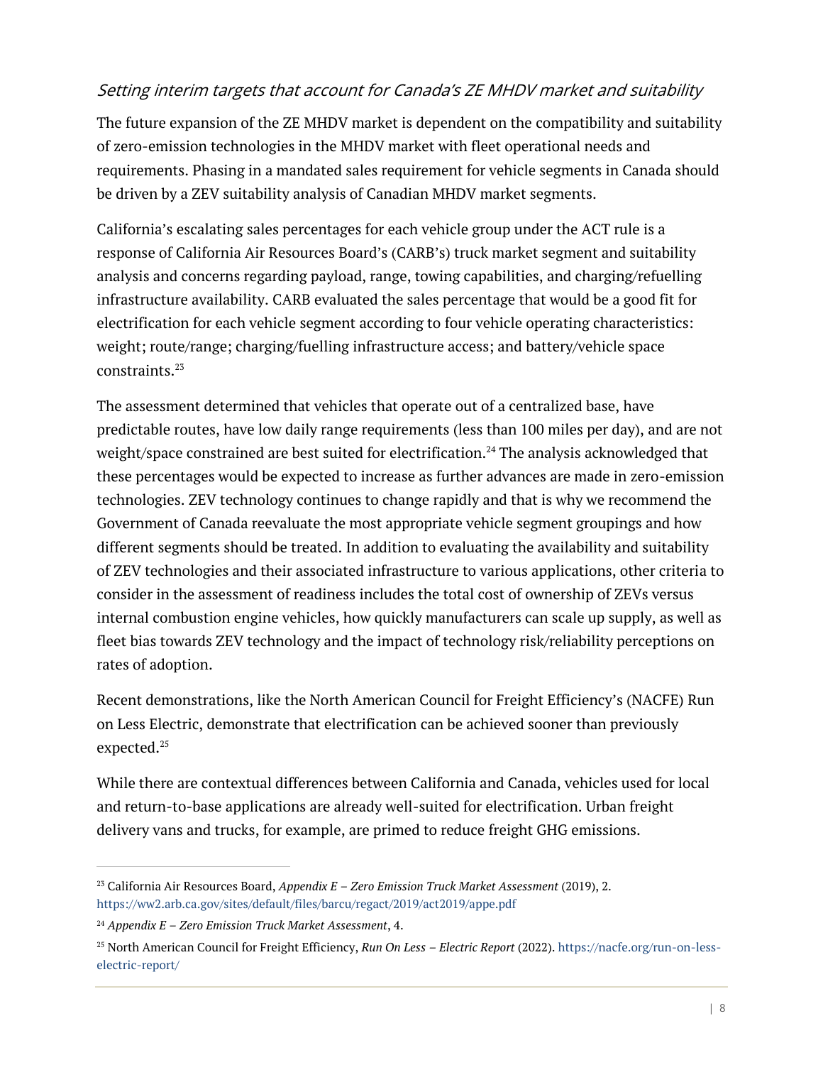### *Setting interim targets that account for Canada's ZE MHDV market and suitability*

The future expansion of the ZE MHDV market is dependent on the compatibility and suitability of zero-emission technologies in the MHDV market with fleet operational needs and requirements. Phasing in a mandated sales requirement for vehicle segments in Canada should be driven by a ZEV suitability analysis of Canadian MHDV market segments.

California's escalating sales percentages for each vehicle group under the ACT rule is a response of California Air Resources Board's (CARB's) truck market segment and suitability analysis and concerns regarding payload, range, towing capabilities, and charging/refuelling infrastructure availability. CARB evaluated the sales percentage that would be a good fit for electrification for each vehicle segment according to four vehicle operating characteristics: weight; route/range; charging/fuelling infrastructure access; and battery/vehicle space constraints.[23]

The assessment determined that vehicles that operate out of a centralized base, have predictable routes, have low daily range requirements (less than 100 miles per day), and are not weight/space constrained are best suited for electrification.[24] The analysis acknowledged that these percentages would be expected to increase as further advances are made in zero-emission technologies. ZEV technology continues to change rapidly and that is why we recommend the Government of Canada reevaluate the most appropriate vehicle segment groupings and how different segments should be treated. In addition to evaluating the availability and suitability of ZEV technologies and their associated infrastructure to various applications, other criteria to consider in the assessment of readiness includes the total cost of ownership of ZEVs versus internal combustion engine vehicles, how quickly manufacturers can scale up supply, as well as fleet bias towards ZEV technology and the impact of technology risk/reliability perceptions on rates of adoption.

Recent demonstrations, like the North American Council for Freight Efficiency's (NACFE) Run on Less Electric, demonstrate that electrification can be achieved sooner than previously expected.[25]

While there are contextual differences between California and Canada, vehicles used for local and return-to-base applications are already well-suited for electrification. Urban freight delivery vans and trucks, for example, are primed to reduce freight GHG emissions.

---

[23] California Air Resources Board, *Appendix E – Zero Emission Truck Market Assessment* (2019), 2. https://ww2.arb.ca.gov/sites/default/files/barcu/regact/2019/act2019/appe.pdf

[24] *Appendix E – Zero Emission Truck Market Assessment*, 4.

[25] North American Council for Freight Efficiency, *Run On Less – Electric Report* (2022). https://nacfe.org/run-on-less-electric-report/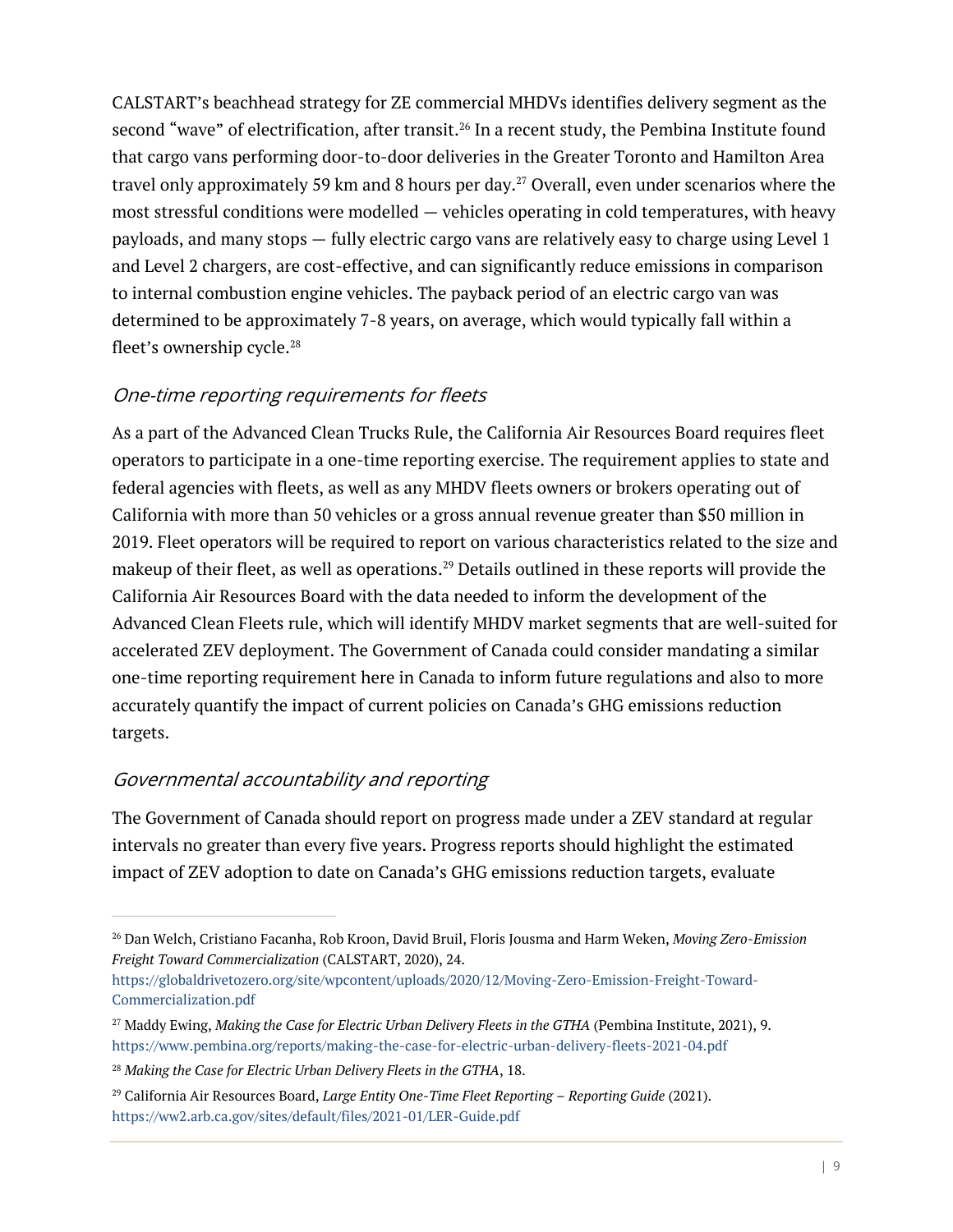CALSTART's beachhead strategy for ZE commercial MHDVs identifies delivery segment as the second "wave" of electrification, after transit.[26] In a recent study, the Pembina Institute found that cargo vans performing door-to-door deliveries in the Greater Toronto and Hamilton Area travel only approximately 59 km and 8 hours per day.[27] Overall, even under scenarios where the most stressful conditions were modelled — vehicles operating in cold temperatures, with heavy payloads, and many stops — fully electric cargo vans are relatively easy to charge using Level 1 and Level 2 chargers, are cost-effective, and can significantly reduce emissions in comparison to internal combustion engine vehicles. The payback period of an electric cargo van was determined to be approximately 7-8 years, on average, which would typically fall within a fleet's ownership cycle.[28]

### *One-time reporting requirements for fleets*

As a part of the Advanced Clean Trucks Rule, the California Air Resources Board requires fleet operators to participate in a one-time reporting exercise. The requirement applies to state and federal agencies with fleets, as well as any MHDV fleets owners or brokers operating out of California with more than 50 vehicles or a gross annual revenue greater than $50 million in 2019. Fleet operators will be required to report on various characteristics related to the size and makeup of their fleet, as well as operations.[29] Details outlined in these reports will provide the California Air Resources Board with the data needed to inform the development of the Advanced Clean Fleets rule, which will identify MHDV market segments that are well-suited for accelerated ZEV deployment. The Government of Canada could consider mandating a similar one-time reporting requirement here in Canada to inform future regulations and also to more accurately quantify the impact of current policies on Canada's GHG emissions reduction targets.

### *Governmental accountability and reporting*

The Government of Canada should report on progress made under a ZEV standard at regular intervals no greater than every five years. Progress reports should highlight the estimated impact of ZEV adoption to date on Canada's GHG emissions reduction targets, evaluate

---

[26] Dan Welch, Cristiano Facanha, Rob Kroon, David Bruil, Floris Jousma and Harm Weken, *Moving Zero-Emission Freight Toward Commercialization* (CALSTART, 2020), 24. https://globaldrivetozero.org/site/wpcontent/uploads/2020/12/Moving-Zero-Emission-Freight-Toward-Commercialization.pdf

[27] Maddy Ewing, *Making the Case for Electric Urban Delivery Fleets in the GTHA* (Pembina Institute, 2021), 9. https://www.pembina.org/reports/making-the-case-for-electric-urban-delivery-fleets-2021-04.pdf

[28] *Making the Case for Electric Urban Delivery Fleets in the GTHA*, 18.

[29] California Air Resources Board, *Large Entity One-Time Fleet Reporting – Reporting Guide* (2021). https://ww2.arb.ca.gov/sites/default/files/2021-01/LER-Guide.pdf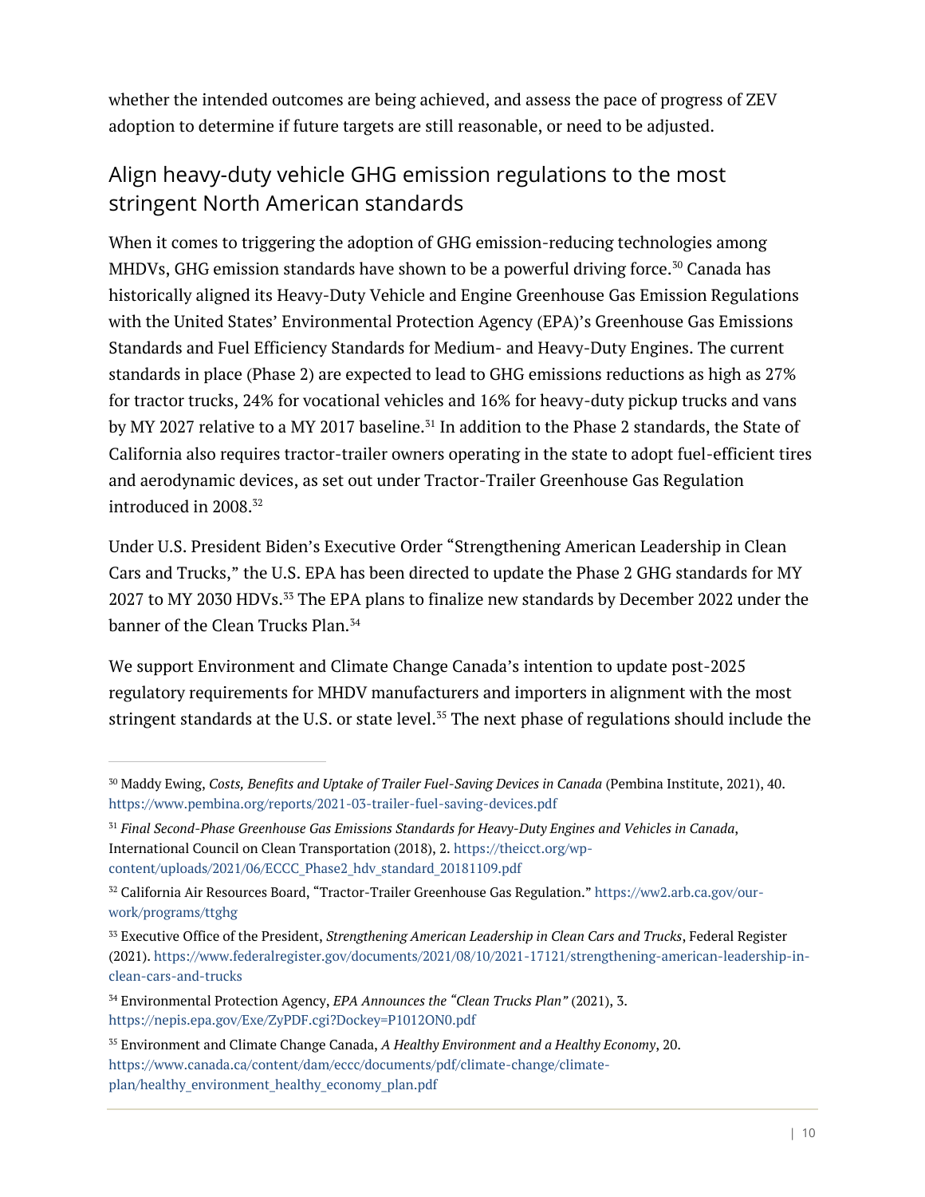whether the intended outcomes are being achieved, and assess the pace of progress of ZEV adoption to determine if future targets are still reasonable, or need to be adjusted.

## Align heavy-duty vehicle GHG emission regulations to the most stringent North American standards

When it comes to triggering the adoption of GHG emission-reducing technologies among MHDVs, GHG emission standards have shown to be a powerful driving force.[30] Canada has historically aligned its Heavy-Duty Vehicle and Engine Greenhouse Gas Emission Regulations with the United States' Environmental Protection Agency (EPA)'s Greenhouse Gas Emissions Standards and Fuel Efficiency Standards for Medium- and Heavy-Duty Engines. The current standards in place (Phase 2) are expected to lead to GHG emissions reductions as high as 27% for tractor trucks, 24% for vocational vehicles and 16% for heavy-duty pickup trucks and vans by MY 2027 relative to a MY 2017 baseline.[31] In addition to the Phase 2 standards, the State of California also requires tractor-trailer owners operating in the state to adopt fuel-efficient tires and aerodynamic devices, as set out under Tractor-Trailer Greenhouse Gas Regulation introduced in 2008.[32]

Under U.S. President Biden's Executive Order "Strengthening American Leadership in Clean Cars and Trucks," the U.S. EPA has been directed to update the Phase 2 GHG standards for MY 2027 to MY 2030 HDVs.[33] The EPA plans to finalize new standards by December 2022 under the banner of the Clean Trucks Plan.[34]

We support Environment and Climate Change Canada's intention to update post-2025 regulatory requirements for MHDV manufacturers and importers in alignment with the most stringent standards at the U.S. or state level.[35] The next phase of regulations should include the

---

[30] Maddy Ewing, *Costs, Benefits and Uptake of Trailer Fuel-Saving Devices in Canada* (Pembina Institute, 2021), 40. https://www.pembina.org/reports/2021-03-trailer-fuel-saving-devices.pdf

[31] *Final Second-Phase Greenhouse Gas Emissions Standards for Heavy-Duty Engines and Vehicles in Canada*, International Council on Clean Transportation (2018), 2. https://theicct.org/wp-content/uploads/2021/06/ECCC_Phase2_hdv_standard_20181109.pdf

[32] California Air Resources Board, "Tractor-Trailer Greenhouse Gas Regulation." https://ww2.arb.ca.gov/our-work/programs/ttghg

[33] Executive Office of the President, *Strengthening American Leadership in Clean Cars and Trucks*, Federal Register (2021). https://www.federalregister.gov/documents/2021/08/10/2021-17121/strengthening-american-leadership-in-clean-cars-and-trucks

[34] Environmental Protection Agency, *EPA Announces the "Clean Trucks Plan"* (2021), 3. https://nepis.epa.gov/Exe/ZyPDF.cgi?Dockey=P1012ON0.pdf

[35] Environment and Climate Change Canada, *A Healthy Environment and a Healthy Economy*, 20. https://www.canada.ca/content/dam/eccc/documents/pdf/climate-change/climate-plan/healthy_environment_healthy_economy_plan.pdf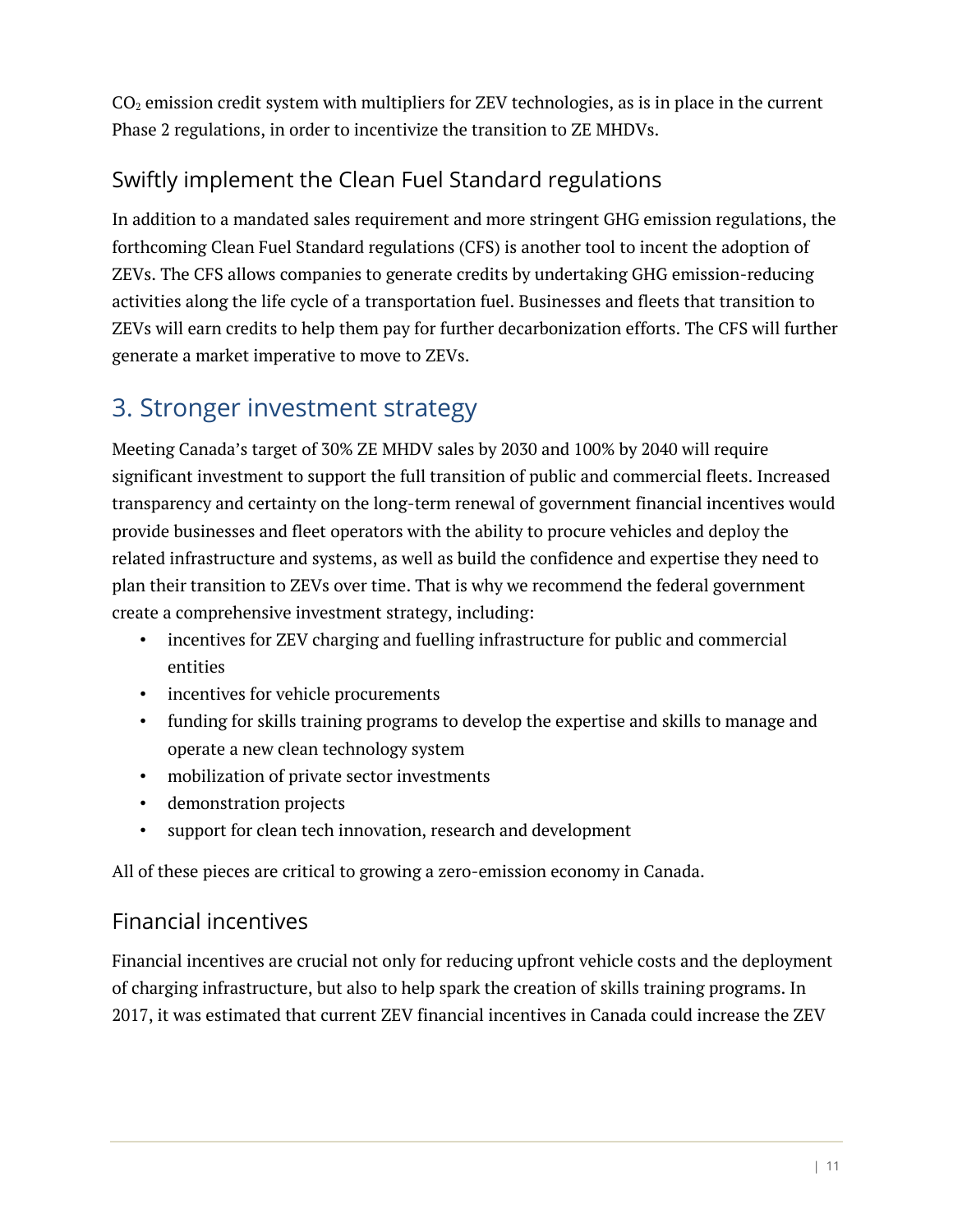$CO_2$ emission credit system with multipliers for ZEV technologies, as is in place in the current Phase 2 regulations, in order to incentivize the transition to ZE MHDVs.

### Swiftly implement the Clean Fuel Standard regulations

In addition to a mandated sales requirement and more stringent GHG emission regulations, the forthcoming Clean Fuel Standard regulations (CFS) is another tool to incent the adoption of ZEVs. The CFS allows companies to generate credits by undertaking GHG emission-reducing activities along the life cycle of a transportation fuel. Businesses and fleets that transition to ZEVs will earn credits to help them pay for further decarbonization efforts. The CFS will further generate a market imperative to move to ZEVs.

## 3. Stronger investment strategy

Meeting Canada's target of 30% ZE MHDV sales by 2030 and 100% by 2040 will require significant investment to support the full transition of public and commercial fleets. Increased transparency and certainty on the long-term renewal of government financial incentives would provide businesses and fleet operators with the ability to procure vehicles and deploy the related infrastructure and systems, as well as build the confidence and expertise they need to plan their transition to ZEVs over time. That is why we recommend the federal government create a comprehensive investment strategy, including:

- incentives for ZEV charging and fuelling infrastructure for public and commercial entities
- incentives for vehicle procurements
- funding for skills training programs to develop the expertise and skills to manage and operate a new clean technology system
- mobilization of private sector investments
- demonstration projects
- support for clean tech innovation, research and development

All of these pieces are critical to growing a zero-emission economy in Canada.

### Financial incentives

Financial incentives are crucial not only for reducing upfront vehicle costs and the deployment of charging infrastructure, but also to help spark the creation of skills training programs. In 2017, it was estimated that current ZEV financial incentives in Canada could increase the ZEV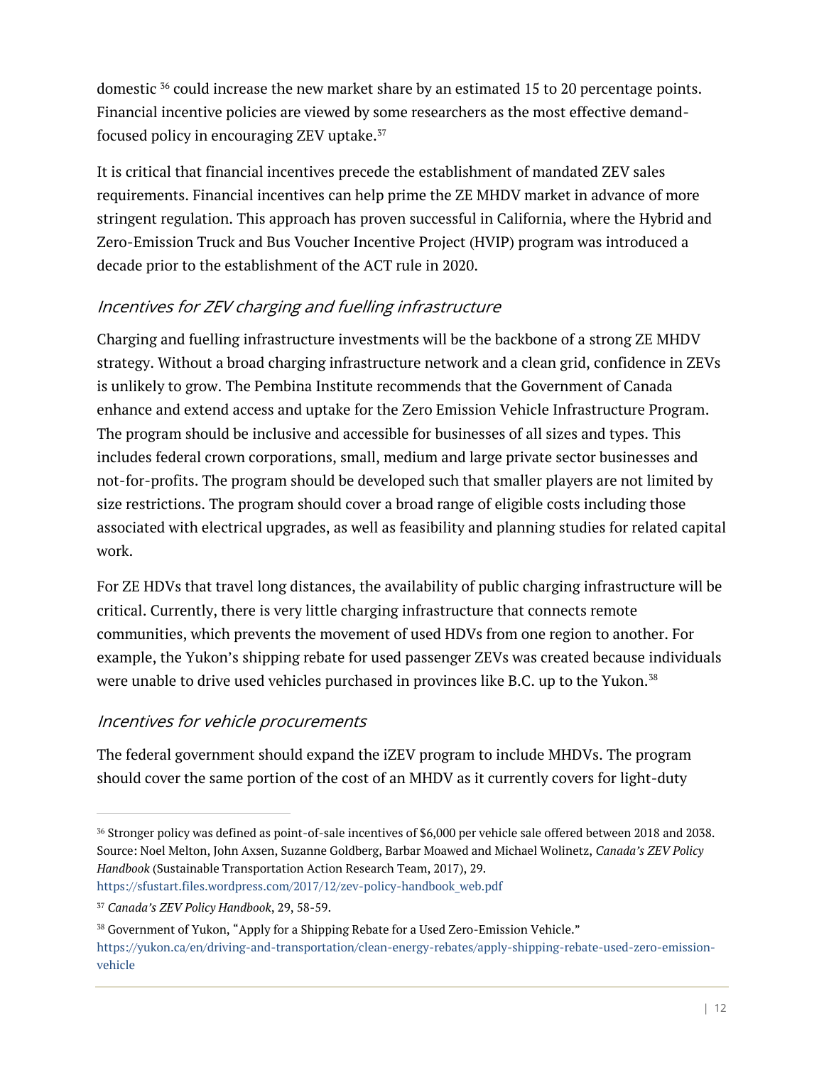domestic [36] could increase the new market share by an estimated 15 to 20 percentage points. Financial incentive policies are viewed by some researchers as the most effective demand-focused policy in encouraging ZEV uptake.[37]

It is critical that financial incentives precede the establishment of mandated ZEV sales requirements. Financial incentives can help prime the ZE MHDV market in advance of more stringent regulation. This approach has proven successful in California, where the Hybrid and Zero-Emission Truck and Bus Voucher Incentive Project (HVIP) program was introduced a decade prior to the establishment of the ACT rule in 2020.

### *Incentives for ZEV charging and fuelling infrastructure*

Charging and fuelling infrastructure investments will be the backbone of a strong ZE MHDV strategy. Without a broad charging infrastructure network and a clean grid, confidence in ZEVs is unlikely to grow. The Pembina Institute recommends that the Government of Canada enhance and extend access and uptake for the Zero Emission Vehicle Infrastructure Program. The program should be inclusive and accessible for businesses of all sizes and types. This includes federal crown corporations, small, medium and large private sector businesses and not-for-profits. The program should be developed such that smaller players are not limited by size restrictions. The program should cover a broad range of eligible costs including those associated with electrical upgrades, as well as feasibility and planning studies for related capital work.

For ZE HDVs that travel long distances, the availability of public charging infrastructure will be critical. Currently, there is very little charging infrastructure that connects remote communities, which prevents the movement of used HDVs from one region to another. For example, the Yukon's shipping rebate for used passenger ZEVs was created because individuals were unable to drive used vehicles purchased in provinces like B.C. up to the Yukon.[38]

### *Incentives for vehicle procurements*

The federal government should expand the iZEV program to include MHDVs. The program should cover the same portion of the cost of an MHDV as it currently covers for light-duty

---

[36] Stronger policy was defined as point-of-sale incentives of $6,000 per vehicle sale offered between 2018 and 2038. Source: Noel Melton, John Axsen, Suzanne Goldberg, Barbar Moawed and Michael Wolinetz, *Canada's ZEV Policy Handbook* (Sustainable Transportation Action Research Team, 2017), 29. https://sfustart.files.wordpress.com/2017/12/zev-policy-handbook_web.pdf

[37] *Canada's ZEV Policy Handbook*, 29, 58-59.

[38] Government of Yukon, "Apply for a Shipping Rebate for a Used Zero-Emission Vehicle." https://yukon.ca/en/driving-and-transportation/clean-energy-rebates/apply-shipping-rebate-used-zero-emission-vehicle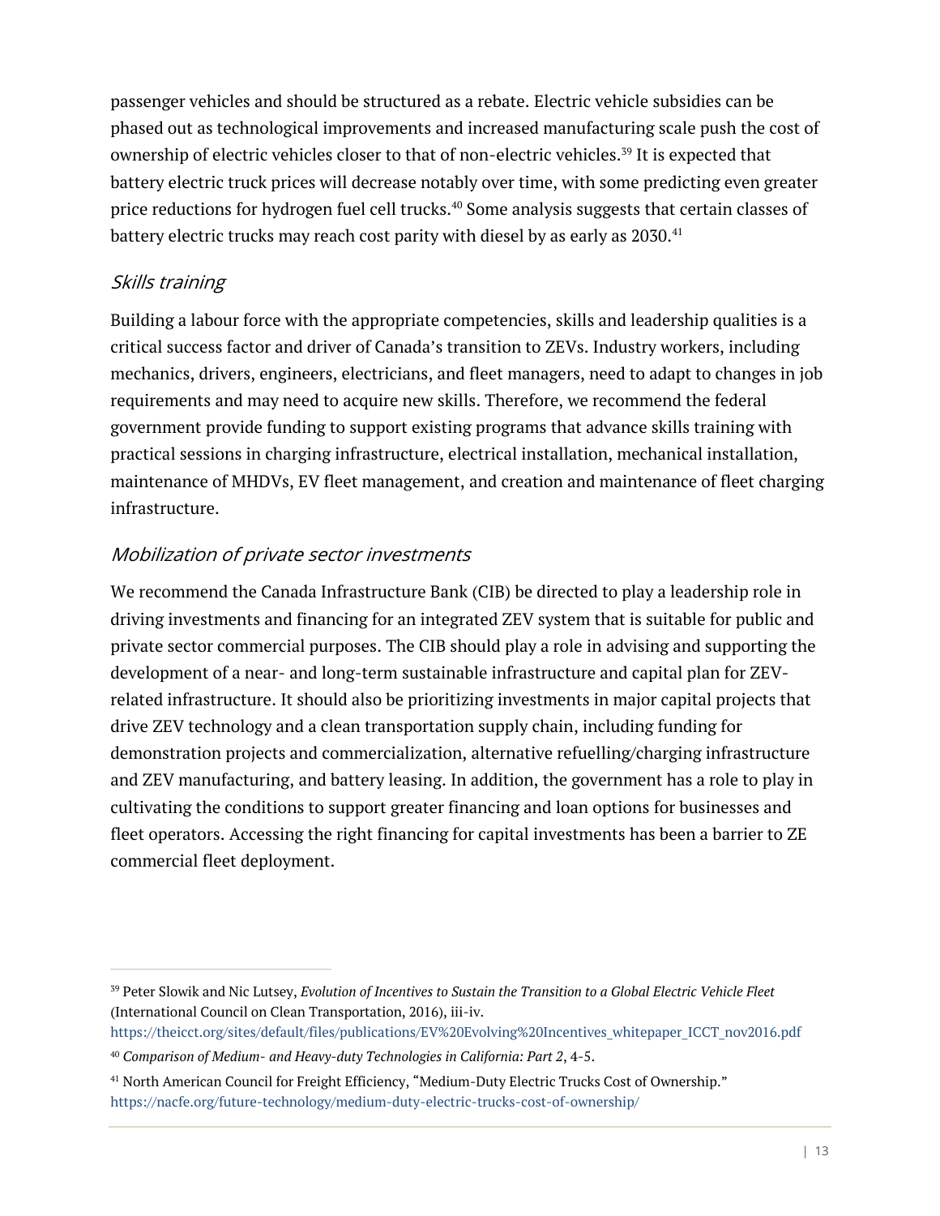passenger vehicles and should be structured as a rebate. Electric vehicle subsidies can be phased out as technological improvements and increased manufacturing scale push the cost of ownership of electric vehicles closer to that of non-electric vehicles.[39] It is expected that battery electric truck prices will decrease notably over time, with some predicting even greater price reductions for hydrogen fuel cell trucks.[40] Some analysis suggests that certain classes of battery electric trucks may reach cost parity with diesel by as early as 2030.[41]

### *Skills training*

Building a labour force with the appropriate competencies, skills and leadership qualities is a critical success factor and driver of Canada's transition to ZEVs. Industry workers, including mechanics, drivers, engineers, electricians, and fleet managers, need to adapt to changes in job requirements and may need to acquire new skills. Therefore, we recommend the federal government provide funding to support existing programs that advance skills training with practical sessions in charging infrastructure, electrical installation, mechanical installation, maintenance of MHDVs, EV fleet management, and creation and maintenance of fleet charging infrastructure.

### *Mobilization of private sector investments*

We recommend the Canada Infrastructure Bank (CIB) be directed to play a leadership role in driving investments and financing for an integrated ZEV system that is suitable for public and private sector commercial purposes. The CIB should play a role in advising and supporting the development of a near- and long-term sustainable infrastructure and capital plan for ZEV-related infrastructure. It should also be prioritizing investments in major capital projects that drive ZEV technology and a clean transportation supply chain, including funding for demonstration projects and commercialization, alternative refuelling/charging infrastructure and ZEV manufacturing, and battery leasing. In addition, the government has a role to play in cultivating the conditions to support greater financing and loan options for businesses and fleet operators. Accessing the right financing for capital investments has been a barrier to ZE commercial fleet deployment.

---

[39] Peter Slowik and Nic Lutsey, *Evolution of Incentives to Sustain the Transition to a Global Electric Vehicle Fleet* (International Council on Clean Transportation, 2016), iii-iv. https://theicct.org/sites/default/files/publications/EV%20Evolving%20Incentives_whitepaper_ICCT_nov2016.pdf

[40] *Comparison of Medium- and Heavy-duty Technologies in California: Part 2*, 4-5.

[41] North American Council for Freight Efficiency, "Medium-Duty Electric Trucks Cost of Ownership." https://nacfe.org/future-technology/medium-duty-electric-trucks-cost-of-ownership/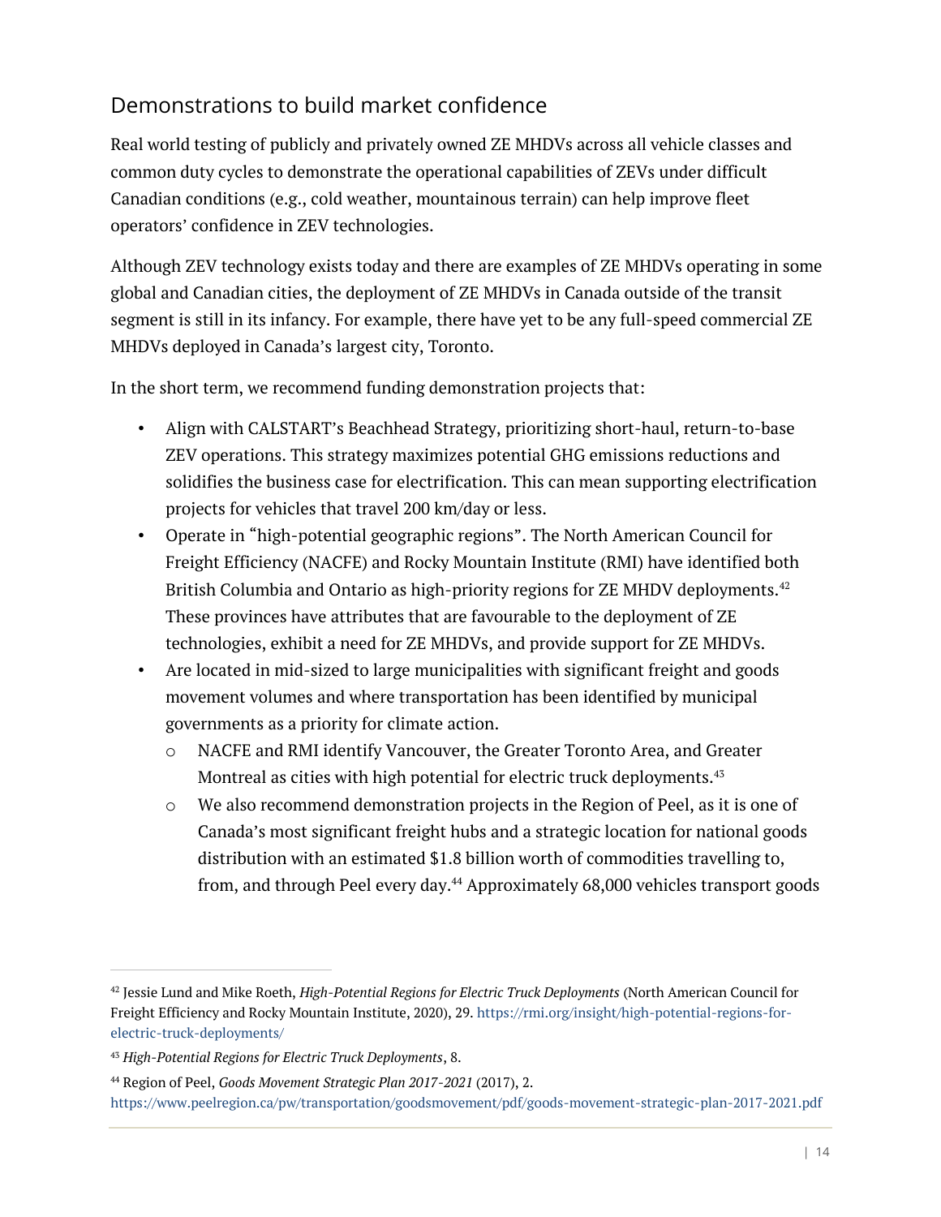## Demonstrations to build market confidence

Real world testing of publicly and privately owned ZE MHDVs across all vehicle classes and common duty cycles to demonstrate the operational capabilities of ZEVs under difficult Canadian conditions (e.g., cold weather, mountainous terrain) can help improve fleet operators' confidence in ZEV technologies.

Although ZEV technology exists today and there are examples of ZE MHDVs operating in some global and Canadian cities, the deployment of ZE MHDVs in Canada outside of the transit segment is still in its infancy. For example, there have yet to be any full-speed commercial ZE MHDVs deployed in Canada's largest city, Toronto.

In the short term, we recommend funding demonstration projects that:

- Align with CALSTART's Beachhead Strategy, prioritizing short-haul, return-to-base ZEV operations. This strategy maximizes potential GHG emissions reductions and solidifies the business case for electrification. This can mean supporting electrification projects for vehicles that travel 200 km/day or less.
- Operate in "high-potential geographic regions". The North American Council for Freight Efficiency (NACFE) and Rocky Mountain Institute (RMI) have identified both British Columbia and Ontario as high-priority regions for ZE MHDV deployments.[42] These provinces have attributes that are favourable to the deployment of ZE technologies, exhibit a need for ZE MHDVs, and provide support for ZE MHDVs.
- Are located in mid-sized to large municipalities with significant freight and goods movement volumes and where transportation has been identified by municipal governments as a priority for climate action.
  - NACFE and RMI identify Vancouver, the Greater Toronto Area, and Greater Montreal as cities with high potential for electric truck deployments.[43]
  - We also recommend demonstration projects in the Region of Peel, as it is one of Canada's most significant freight hubs and a strategic location for national goods distribution with an estimated $1.8 billion worth of commodities travelling to, from, and through Peel every day.[44] Approximately 68,000 vehicles transport goods

---

[42] Jessie Lund and Mike Roeth, *High-Potential Regions for Electric Truck Deployments* (North American Council for Freight Efficiency and Rocky Mountain Institute, 2020), 29. https://rmi.org/insight/high-potential-regions-for-electric-truck-deployments/

[43] *High-Potential Regions for Electric Truck Deployments*, 8.

[44] Region of Peel, *Goods Movement Strategic Plan 2017-2021* (2017), 2. https://www.peelregion.ca/pw/transportation/goodsmovement/pdf/goods-movement-strategic-plan-2017-2021.pdf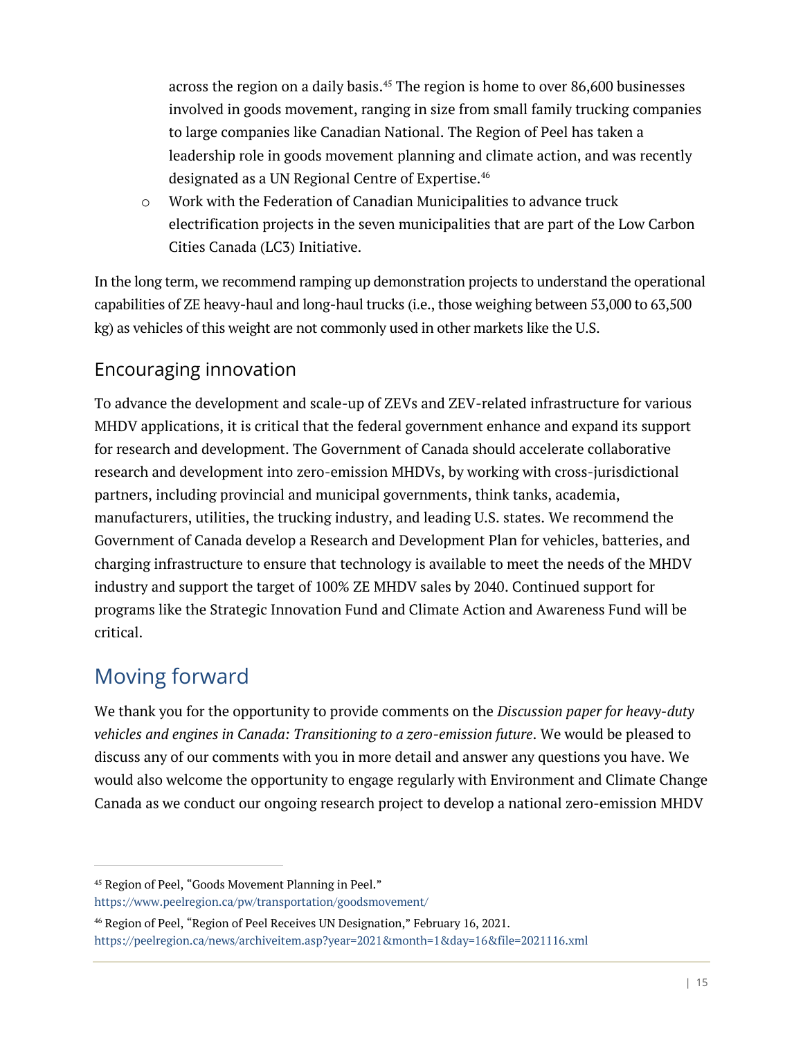across the region on a daily basis.[45] The region is home to over 86,600 businesses involved in goods movement, ranging in size from small family trucking companies to large companies like Canadian National. The Region of Peel has taken a leadership role in goods movement planning and climate action, and was recently designated as a UN Regional Centre of Expertise.[46]

- Work with the Federation of Canadian Municipalities to advance truck electrification projects in the seven municipalities that are part of the Low Carbon Cities Canada (LC3) Initiative.

In the long term, we recommend ramping up demonstration projects to understand the operational capabilities of ZE heavy-haul and long-haul trucks (i.e., those weighing between 53,000 to 63,500 kg) as vehicles of this weight are not commonly used in other markets like the U.S.

### Encouraging innovation

To advance the development and scale-up of ZEVs and ZEV-related infrastructure for various MHDV applications, it is critical that the federal government enhance and expand its support for research and development. The Government of Canada should accelerate collaborative research and development into zero-emission MHDVs, by working with cross-jurisdictional partners, including provincial and municipal governments, think tanks, academia, manufacturers, utilities, the trucking industry, and leading U.S. states. We recommend the Government of Canada develop a Research and Development Plan for vehicles, batteries, and charging infrastructure to ensure that technology is available to meet the needs of the MHDV industry and support the target of 100% ZE MHDV sales by 2040. Continued support for programs like the Strategic Innovation Fund and Climate Action and Awareness Fund will be critical.

## Moving forward

We thank you for the opportunity to provide comments on the *Discussion paper for heavy-duty vehicles and engines in Canada: Transitioning to a zero-emission future*. We would be pleased to discuss any of our comments with you in more detail and answer any questions you have. We would also welcome the opportunity to engage regularly with Environment and Climate Change Canada as we conduct our ongoing research project to develop a national zero-emission MHDV

---

[45] Region of Peel, "Goods Movement Planning in Peel." https://www.peelregion.ca/pw/transportation/goodsmovement/

[46] Region of Peel, "Region of Peel Receives UN Designation," February 16, 2021. https://peelregion.ca/news/archiveitem.asp?year=2021&month=1&day=16&file=2021116.xml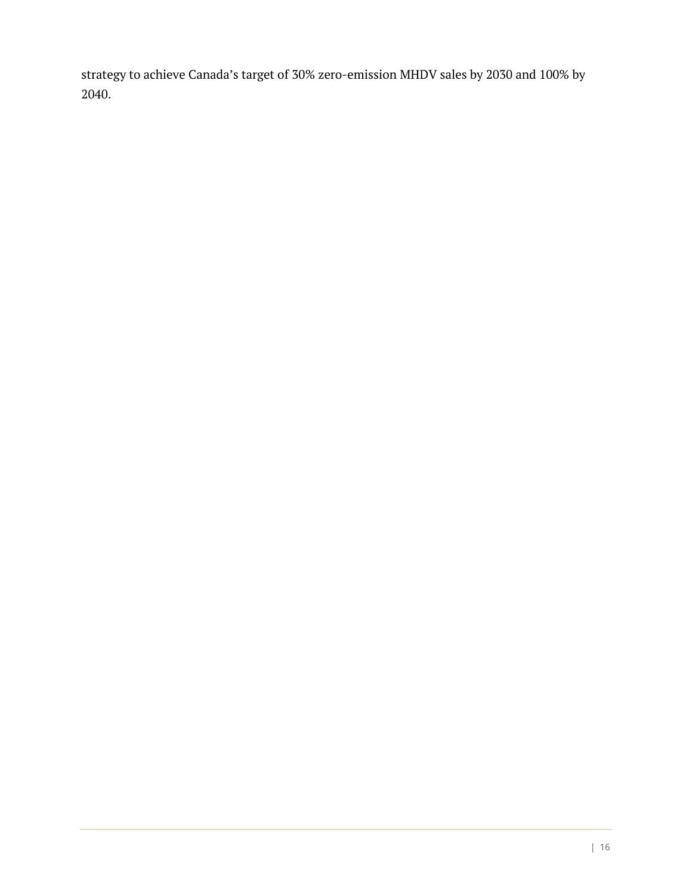strategy to achieve Canada's target of 30% zero-emission MHDV sales by 2030 and 100% by 2040.